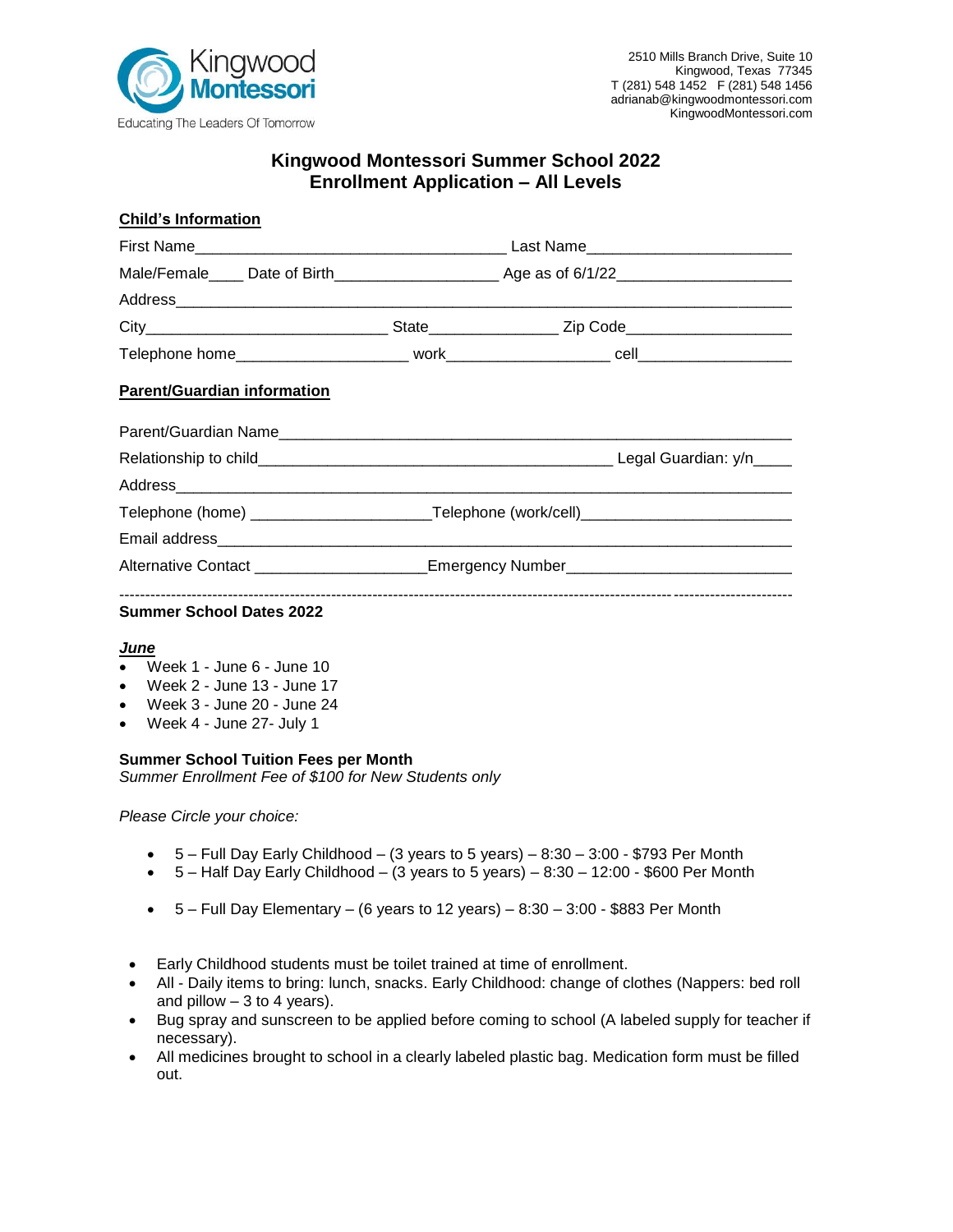Kingwood Montessori
Educating The Leaders Of Tomorrow

2510 Mills Branch Drive, Suite 10
Kingwood, Texas 77345
T (281) 548 1452 F (281) 548 1456
adrianab@kingwoodmontessori.com
KingwoodMontessori.com

## Kingwood Montessori Summer School 2022
## Enrollment Application – All Levels

**Child's Information**

First Name_____________________________________ Last Name________________________

Male/Female____ Date of Birth___________________ Age as of 6/1/22____________________

Address_________________________________________________________________________

City____________________________ State_______________ Zip Code___________________

Telephone home___________________ work__________________ cell__________________

**Parent/Guardian information**

Parent/Guardian Name____________________________________________________________

Relationship to child_________________________________________ Legal Guardian: y/n____

Address_________________________________________________________________________

Telephone (home) ____________________Telephone (work/cell)________________________

Email address____________________________________________________________________

Alternative Contact ___________________Emergency Number__________________________

---

**Summer School Dates 2022**

***June***

- Week 1 - June 6 - June 10
- Week 2 - June 13 - June 17
- Week 3 - June 20 - June 24
- Week 4 - June 27- July 1

**Summer School Tuition Fees per Month**
*Summer Enrollment Fee of $100 for New Students only*

*Please Circle your choice:*

- 5 – Full Day Early Childhood – (3 years to 5 years) – 8:30 – 3:00 - $793 Per Month
- 5 – Half Day Early Childhood – (3 years to 5 years) – 8:30 – 12:00 - $600 Per Month

- 5 – Full Day Elementary – (6 years to 12 years) – 8:30 – 3:00 - $883 Per Month

- Early Childhood students must be toilet trained at time of enrollment.
- All - Daily items to bring: lunch, snacks. Early Childhood: change of clothes (Nappers: bed roll and pillow – 3 to 4 years).
- Bug spray and sunscreen to be applied before coming to school (A labeled supply for teacher if necessary).
- All medicines brought to school in a clearly labeled plastic bag. Medication form must be filled out.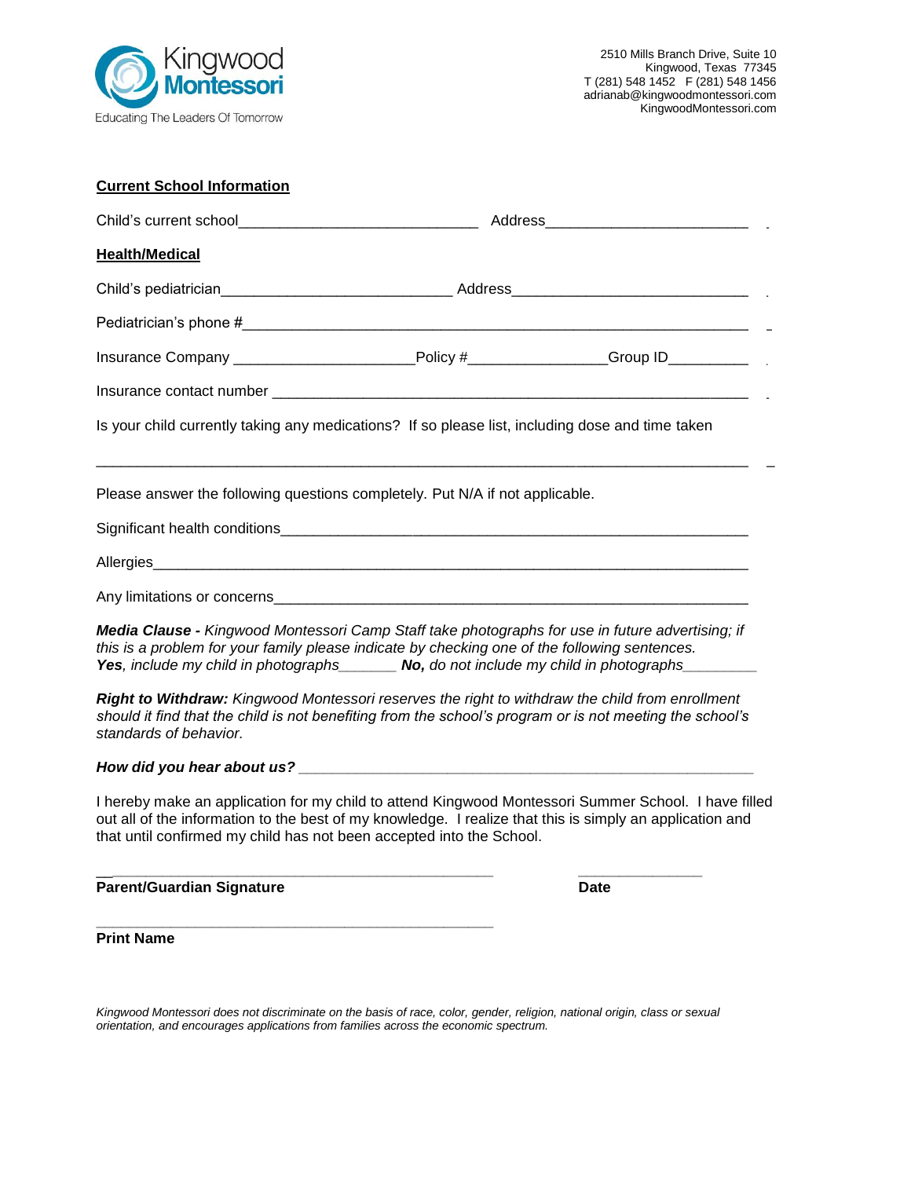Kingwood Montessori

Educating The Leaders Of Tomorrow

2510 Mills Branch Drive, Suite 10
Kingwood, Texas 77345
T (281) 548 1452 F (281) 548 1456
adrianab@kingwoodmontessori.com
KingwoodMontessori.com

**Current School Information**

Child's current school____________________________ Address________________________

**Health/Medical**

Child's pediatrician___________________________ Address____________________________

Pediatrician's phone #____________________________________________________________

Insurance Company _____________________Policy #________________Group ID__________

Insurance contact number _________________________________________________________

Is your child currently taking any medications? If so please list, including dose and time taken

_____________________________________________________________________________

Please answer the following questions completely. Put N/A if not applicable.

Significant health conditions_______________________________________________________

Allergies_______________________________________________________________________

Any limitations or concerns________________________________________________________

***Media Clause -*** *Kingwood Montessori Camp Staff take photographs for use in future advertising; if this is a problem for your family please indicate by checking one of the following sentences.*
***Yes***, *include my child in photographs_______* ***No,*** *do not include my child in photographs_________*

***Right to Withdraw:*** *Kingwood Montessori reserves the right to withdraw the child from enrollment should it find that the child is not benefiting from the school's program or is not meeting the school's standards of behavior.*

***How did you hear about us?*** _____________________________________________________

I hereby make an application for my child to attend Kingwood Montessori Summer School. I have filled out all of the information to the best of my knowledge. I realize that this is simply an application and that until confirmed my child has not been accepted into the School.

_______________________________________________ _______________

**Parent/Guardian Signature** **Date**

_______________________________________________

**Print Name**

*Kingwood Montessori does not discriminate on the basis of race, color, gender, religion, national origin, class or sexual orientation, and encourages applications from families across the economic spectrum.*